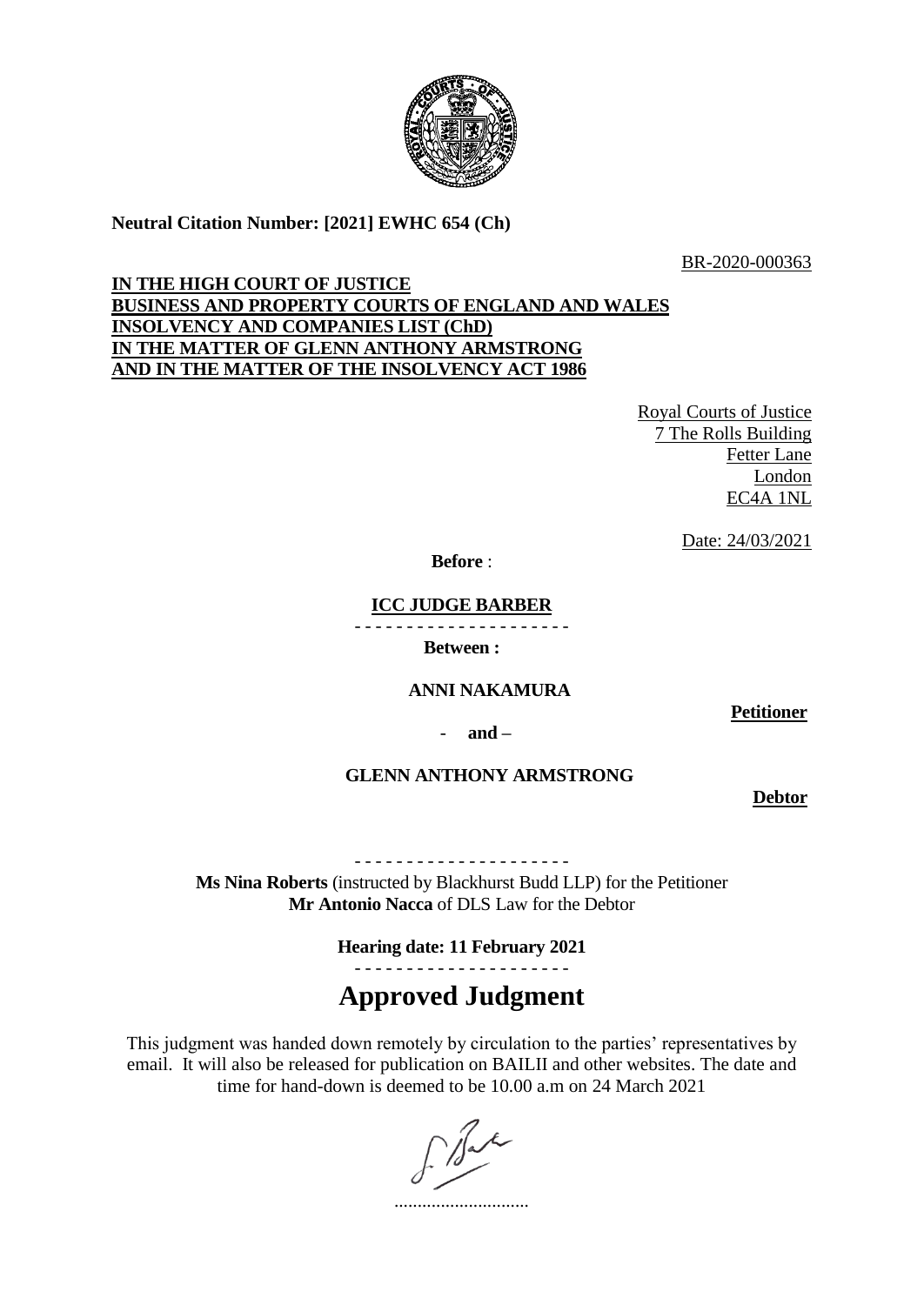**Neutral Citation Number: [2021] EWHC 654 (Ch)**

BR-2020-000363

**IN THE HIGH COURT OF JUSTICE**
**BUSINESS AND PROPERTY COURTS OF ENGLAND AND WALES**
**INSOLVENCY AND COMPANIES LIST (ChD)**
**IN THE MATTER OF GLENN ANTHONY ARMSTRONG**
**AND IN THE MATTER OF THE INSOLVENCY ACT 1986**

Royal Courts of Justice
7 The Rolls Building
Fetter Lane
London
EC4A 1NL

Date: 24/03/2021

**Before** :

**ICC JUDGE BARBER**

- - - - - - - - - - - - - - - - - - - - -

**Between :**

**ANNI NAKAMURA** **Petitioner**

- **and –**

**GLENN ANTHONY ARMSTRONG** **Debtor**

- - - - - - - - - - - - - - - - - - - - -

**Ms Nina Roberts** (instructed by Blackhurst Budd LLP) for the Petitioner
**Mr Antonio Nacca** of DLS Law for the Debtor

**Hearing date: 11 February 2021**

- - - - - - - - - - - - - - - - - - - - -

# Approved Judgment

This judgment was handed down remotely by circulation to the parties' representatives by email. It will also be released for publication on BAILII and other websites. The date and time for hand-down is deemed to be 10.00 a.m on 24 March 2021

.............................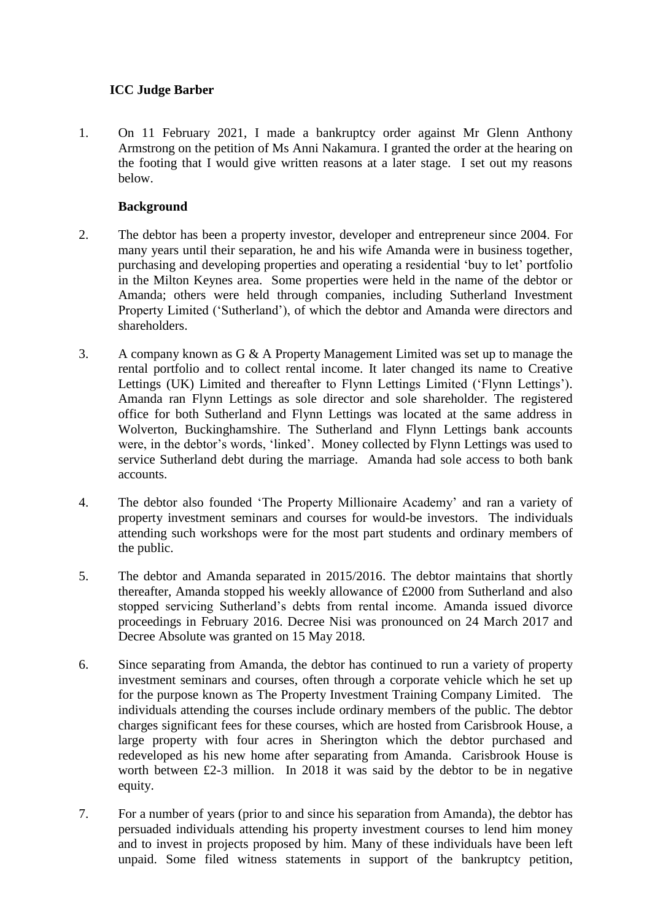**ICC Judge Barber**

1. On 11 February 2021, I made a bankruptcy order against Mr Glenn Anthony Armstrong on the petition of Ms Anni Nakamura. I granted the order at the hearing on the footing that I would give written reasons at a later stage. I set out my reasons below.

**Background**

2. The debtor has been a property investor, developer and entrepreneur since 2004. For many years until their separation, he and his wife Amanda were in business together, purchasing and developing properties and operating a residential 'buy to let' portfolio in the Milton Keynes area. Some properties were held in the name of the debtor or Amanda; others were held through companies, including Sutherland Investment Property Limited ('Sutherland'), of which the debtor and Amanda were directors and shareholders.

3. A company known as G & A Property Management Limited was set up to manage the rental portfolio and to collect rental income. It later changed its name to Creative Lettings (UK) Limited and thereafter to Flynn Lettings Limited ('Flynn Lettings'). Amanda ran Flynn Lettings as sole director and sole shareholder. The registered office for both Sutherland and Flynn Lettings was located at the same address in Wolverton, Buckinghamshire. The Sutherland and Flynn Lettings bank accounts were, in the debtor's words, 'linked'. Money collected by Flynn Lettings was used to service Sutherland debt during the marriage. Amanda had sole access to both bank accounts.

4. The debtor also founded 'The Property Millionaire Academy' and ran a variety of property investment seminars and courses for would-be investors. The individuals attending such workshops were for the most part students and ordinary members of the public.

5. The debtor and Amanda separated in 2015/2016. The debtor maintains that shortly thereafter, Amanda stopped his weekly allowance of £2000 from Sutherland and also stopped servicing Sutherland's debts from rental income. Amanda issued divorce proceedings in February 2016. Decree Nisi was pronounced on 24 March 2017 and Decree Absolute was granted on 15 May 2018.

6. Since separating from Amanda, the debtor has continued to run a variety of property investment seminars and courses, often through a corporate vehicle which he set up for the purpose known as The Property Investment Training Company Limited. The individuals attending the courses include ordinary members of the public. The debtor charges significant fees for these courses, which are hosted from Carisbrook House, a large property with four acres in Sherington which the debtor purchased and redeveloped as his new home after separating from Amanda. Carisbrook House is worth between £2-3 million. In 2018 it was said by the debtor to be in negative equity.

7. For a number of years (prior to and since his separation from Amanda), the debtor has persuaded individuals attending his property investment courses to lend him money and to invest in projects proposed by him. Many of these individuals have been left unpaid. Some filed witness statements in support of the bankruptcy petition,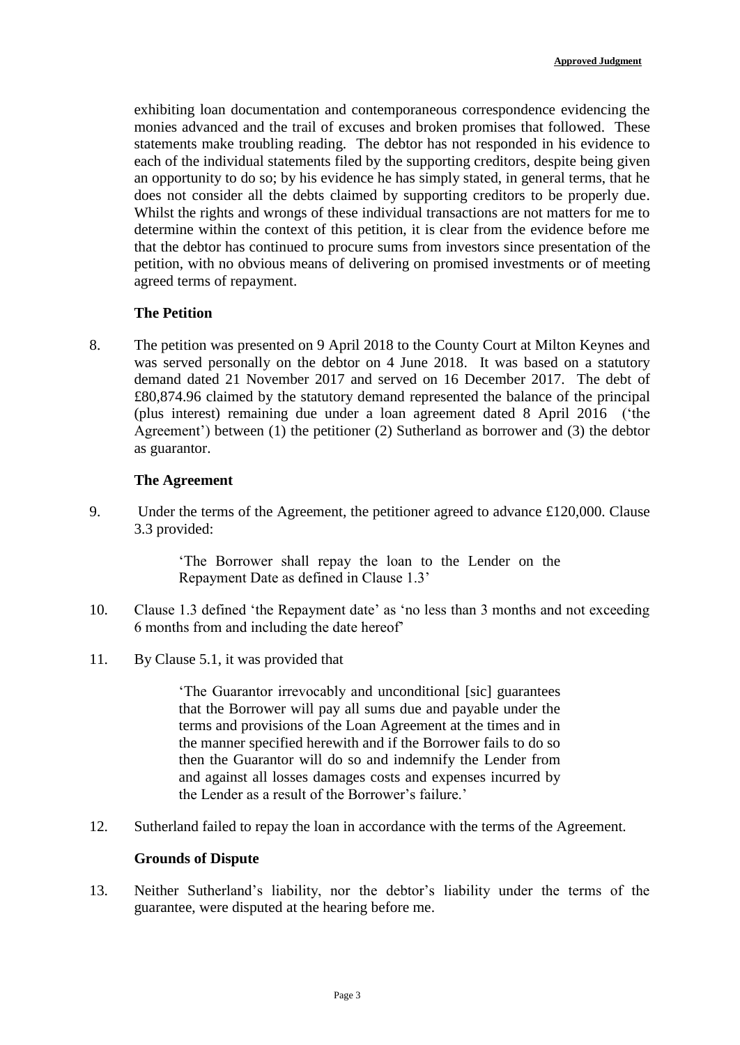exhibiting loan documentation and contemporaneous correspondence evidencing the monies advanced and the trail of excuses and broken promises that followed. These statements make troubling reading. The debtor has not responded in his evidence to each of the individual statements filed by the supporting creditors, despite being given an opportunity to do so; by his evidence he has simply stated, in general terms, that he does not consider all the debts claimed by supporting creditors to be properly due. Whilst the rights and wrongs of these individual transactions are not matters for me to determine within the context of this petition, it is clear from the evidence before me that the debtor has continued to procure sums from investors since presentation of the petition, with no obvious means of delivering on promised investments or of meeting agreed terms of repayment.

**The Petition**

8. The petition was presented on 9 April 2018 to the County Court at Milton Keynes and was served personally on the debtor on 4 June 2018. It was based on a statutory demand dated 21 November 2017 and served on 16 December 2017. The debt of £80,874.96 claimed by the statutory demand represented the balance of the principal (plus interest) remaining due under a loan agreement dated 8 April 2016 ('the Agreement') between (1) the petitioner (2) Sutherland as borrower and (3) the debtor as guarantor.

**The Agreement**

9. Under the terms of the Agreement, the petitioner agreed to advance £120,000. Clause 3.3 provided:

> 'The Borrower shall repay the loan to the Lender on the Repayment Date as defined in Clause 1.3'

10. Clause 1.3 defined 'the Repayment date' as 'no less than 3 months and not exceeding 6 months from and including the date hereof'

11. By Clause 5.1, it was provided that

> 'The Guarantor irrevocably and unconditional [sic] guarantees that the Borrower will pay all sums due and payable under the terms and provisions of the Loan Agreement at the times and in the manner specified herewith and if the Borrower fails to do so then the Guarantor will do so and indemnify the Lender from and against all losses damages costs and expenses incurred by the Lender as a result of the Borrower's failure.'

12. Sutherland failed to repay the loan in accordance with the terms of the Agreement.

**Grounds of Dispute**

13. Neither Sutherland's liability, nor the debtor's liability under the terms of the guarantee, were disputed at the hearing before me.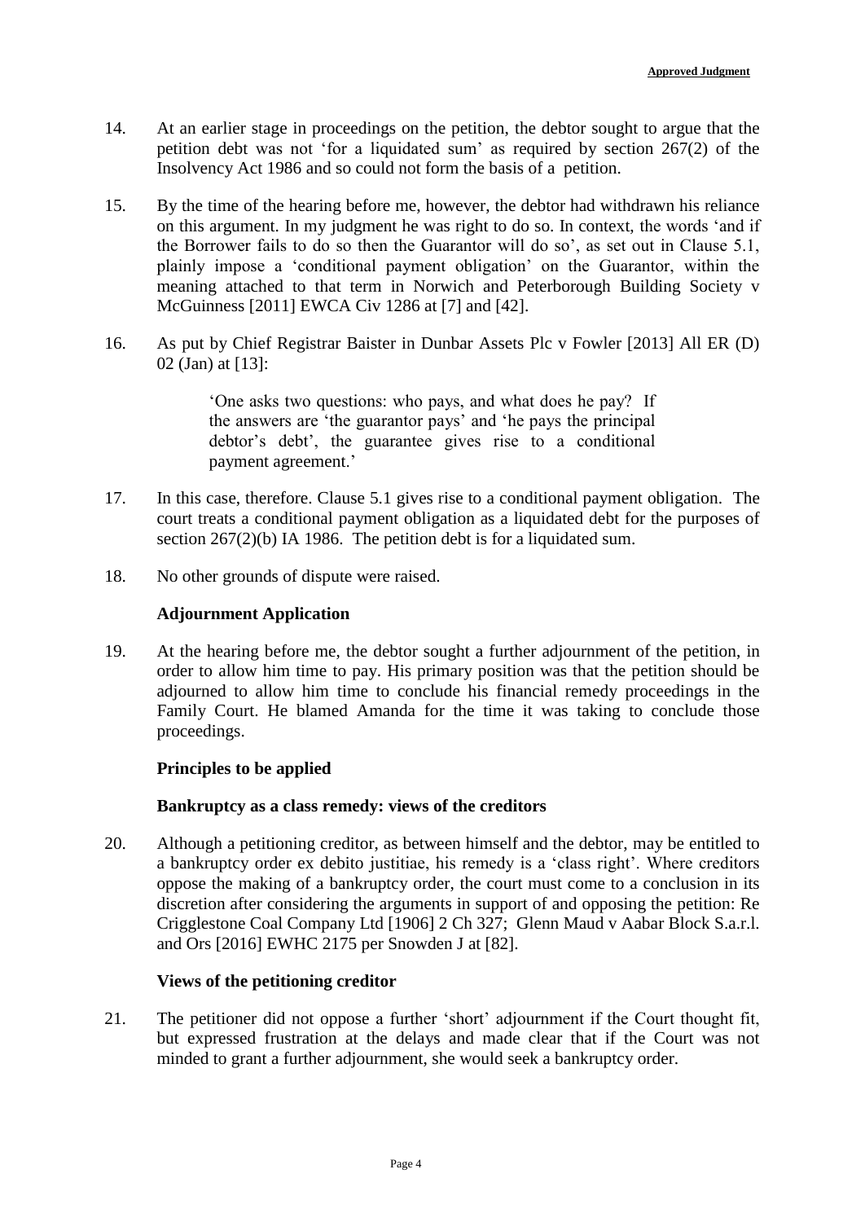14. At an earlier stage in proceedings on the petition, the debtor sought to argue that the petition debt was not 'for a liquidated sum' as required by section 267(2) of the Insolvency Act 1986 and so could not form the basis of a petition.

15. By the time of the hearing before me, however, the debtor had withdrawn his reliance on this argument. In my judgment he was right to do so. In context, the words 'and if the Borrower fails to do so then the Guarantor will do so', as set out in Clause 5.1, plainly impose a 'conditional payment obligation' on the Guarantor, within the meaning attached to that term in Norwich and Peterborough Building Society v McGuinness [2011] EWCA Civ 1286 at [7] and [42].

16. As put by Chief Registrar Baister in Dunbar Assets Plc v Fowler [2013] All ER (D) 02 (Jan) at [13]:

> 'One asks two questions: who pays, and what does he pay? If the answers are 'the guarantor pays' and 'he pays the principal debtor's debt', the guarantee gives rise to a conditional payment agreement.'

17. In this case, therefore. Clause 5.1 gives rise to a conditional payment obligation. The court treats a conditional payment obligation as a liquidated debt for the purposes of section 267(2)(b) IA 1986. The petition debt is for a liquidated sum.

18. No other grounds of dispute were raised.

### Adjournment Application

19. At the hearing before me, the debtor sought a further adjournment of the petition, in order to allow him time to pay. His primary position was that the petition should be adjourned to allow him time to conclude his financial remedy proceedings in the Family Court. He blamed Amanda for the time it was taking to conclude those proceedings.

### Principles to be applied

#### Bankruptcy as a class remedy: views of the creditors

20. Although a petitioning creditor, as between himself and the debtor, may be entitled to a bankruptcy order ex debito justitiae, his remedy is a 'class right'. Where creditors oppose the making of a bankruptcy order, the court must come to a conclusion in its discretion after considering the arguments in support of and opposing the petition: Re Crigglestone Coal Company Ltd [1906] 2 Ch 327; Glenn Maud v Aabar Block S.a.r.l. and Ors [2016] EWHC 2175 per Snowden J at [82].

#### Views of the petitioning creditor

21. The petitioner did not oppose a further 'short' adjournment if the Court thought fit, but expressed frustration at the delays and made clear that if the Court was not minded to grant a further adjournment, she would seek a bankruptcy order.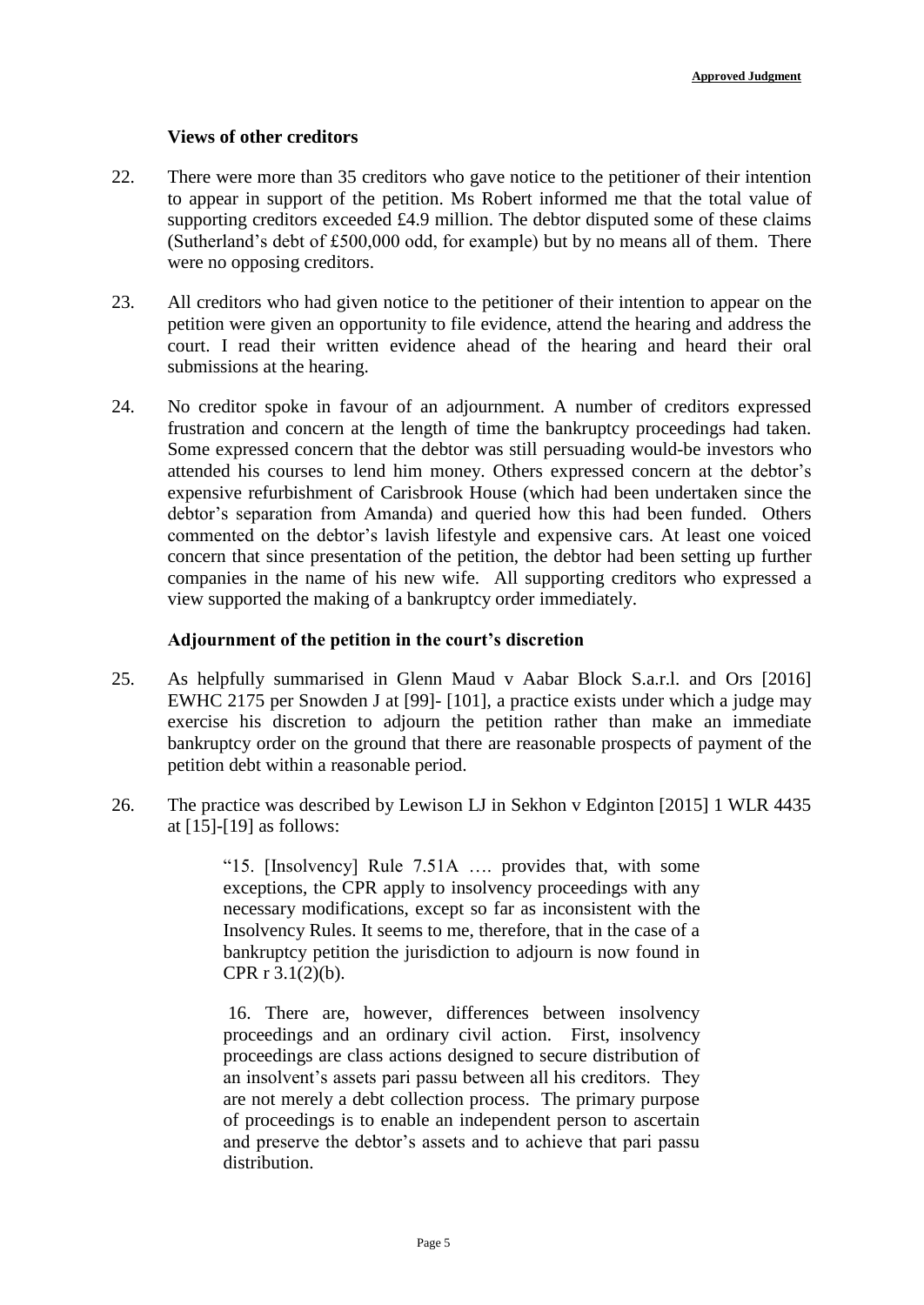**Views of other creditors**

22. There were more than 35 creditors who gave notice to the petitioner of their intention to appear in support of the petition. Ms Robert informed me that the total value of supporting creditors exceeded £4.9 million. The debtor disputed some of these claims (Sutherland's debt of £500,000 odd, for example) but by no means all of them. There were no opposing creditors.

23. All creditors who had given notice to the petitioner of their intention to appear on the petition were given an opportunity to file evidence, attend the hearing and address the court. I read their written evidence ahead of the hearing and heard their oral submissions at the hearing.

24. No creditor spoke in favour of an adjournment. A number of creditors expressed frustration and concern at the length of time the bankruptcy proceedings had taken. Some expressed concern that the debtor was still persuading would-be investors who attended his courses to lend him money. Others expressed concern at the debtor's expensive refurbishment of Carisbrook House (which had been undertaken since the debtor's separation from Amanda) and queried how this had been funded. Others commented on the debtor's lavish lifestyle and expensive cars. At least one voiced concern that since presentation of the petition, the debtor had been setting up further companies in the name of his new wife. All supporting creditors who expressed a view supported the making of a bankruptcy order immediately.

**Adjournment of the petition in the court's discretion**

25. As helpfully summarised in Glenn Maud v Aabar Block S.a.r.l. and Ors [2016] EWHC 2175 per Snowden J at [99]- [101], a practice exists under which a judge may exercise his discretion to adjourn the petition rather than make an immediate bankruptcy order on the ground that there are reasonable prospects of payment of the petition debt within a reasonable period.

26. The practice was described by Lewison LJ in Sekhon v Edginton [2015] 1 WLR 4435 at [15]-[19] as follows:

> "15. [Insolvency] Rule 7.51A …. provides that, with some exceptions, the CPR apply to insolvency proceedings with any necessary modifications, except so far as inconsistent with the Insolvency Rules. It seems to me, therefore, that in the case of a bankruptcy petition the jurisdiction to adjourn is now found in CPR r 3.1(2)(b).
>
> 16. There are, however, differences between insolvency proceedings and an ordinary civil action. First, insolvency proceedings are class actions designed to secure distribution of an insolvent's assets pari passu between all his creditors. They are not merely a debt collection process. The primary purpose of proceedings is to enable an independent person to ascertain and preserve the debtor's assets and to achieve that pari passu distribution.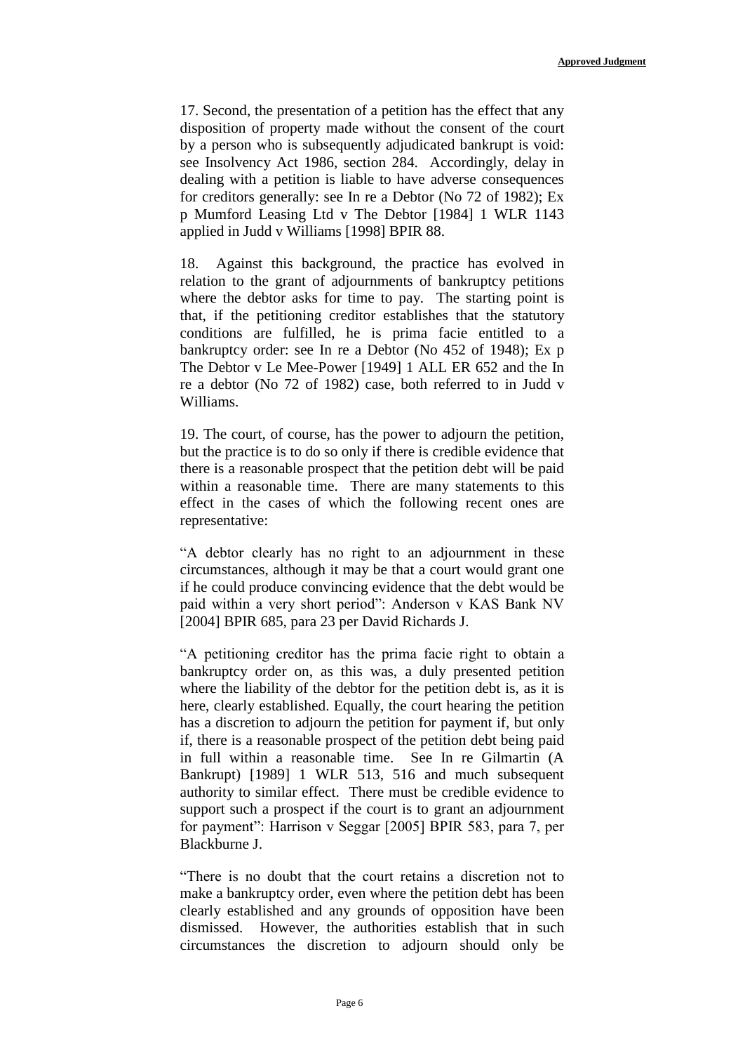17. Second, the presentation of a petition has the effect that any disposition of property made without the consent of the court by a person who is subsequently adjudicated bankrupt is void: see Insolvency Act 1986, section 284. Accordingly, delay in dealing with a petition is liable to have adverse consequences for creditors generally: see In re a Debtor (No 72 of 1982); Ex p Mumford Leasing Ltd v The Debtor [1984] 1 WLR 1143 applied in Judd v Williams [1998] BPIR 88.

18. Against this background, the practice has evolved in relation to the grant of adjournments of bankruptcy petitions where the debtor asks for time to pay. The starting point is that, if the petitioning creditor establishes that the statutory conditions are fulfilled, he is prima facie entitled to a bankruptcy order: see In re a Debtor (No 452 of 1948); Ex p The Debtor v Le Mee-Power [1949] 1 ALL ER 652 and the In re a debtor (No 72 of 1982) case, both referred to in Judd v Williams.

19. The court, of course, has the power to adjourn the petition, but the practice is to do so only if there is credible evidence that there is a reasonable prospect that the petition debt will be paid within a reasonable time. There are many statements to this effect in the cases of which the following recent ones are representative:

"A debtor clearly has no right to an adjournment in these circumstances, although it may be that a court would grant one if he could produce convincing evidence that the debt would be paid within a very short period": Anderson v KAS Bank NV [2004] BPIR 685, para 23 per David Richards J.

"A petitioning creditor has the prima facie right to obtain a bankruptcy order on, as this was, a duly presented petition where the liability of the debtor for the petition debt is, as it is here, clearly established. Equally, the court hearing the petition has a discretion to adjourn the petition for payment if, but only if, there is a reasonable prospect of the petition debt being paid in full within a reasonable time. See In re Gilmartin (A Bankrupt) [1989] 1 WLR 513, 516 and much subsequent authority to similar effect. There must be credible evidence to support such a prospect if the court is to grant an adjournment for payment": Harrison v Seggar [2005] BPIR 583, para 7, per Blackburne J.

"There is no doubt that the court retains a discretion not to make a bankruptcy order, even where the petition debt has been clearly established and any grounds of opposition have been dismissed. However, the authorities establish that in such circumstances the discretion to adjourn should only be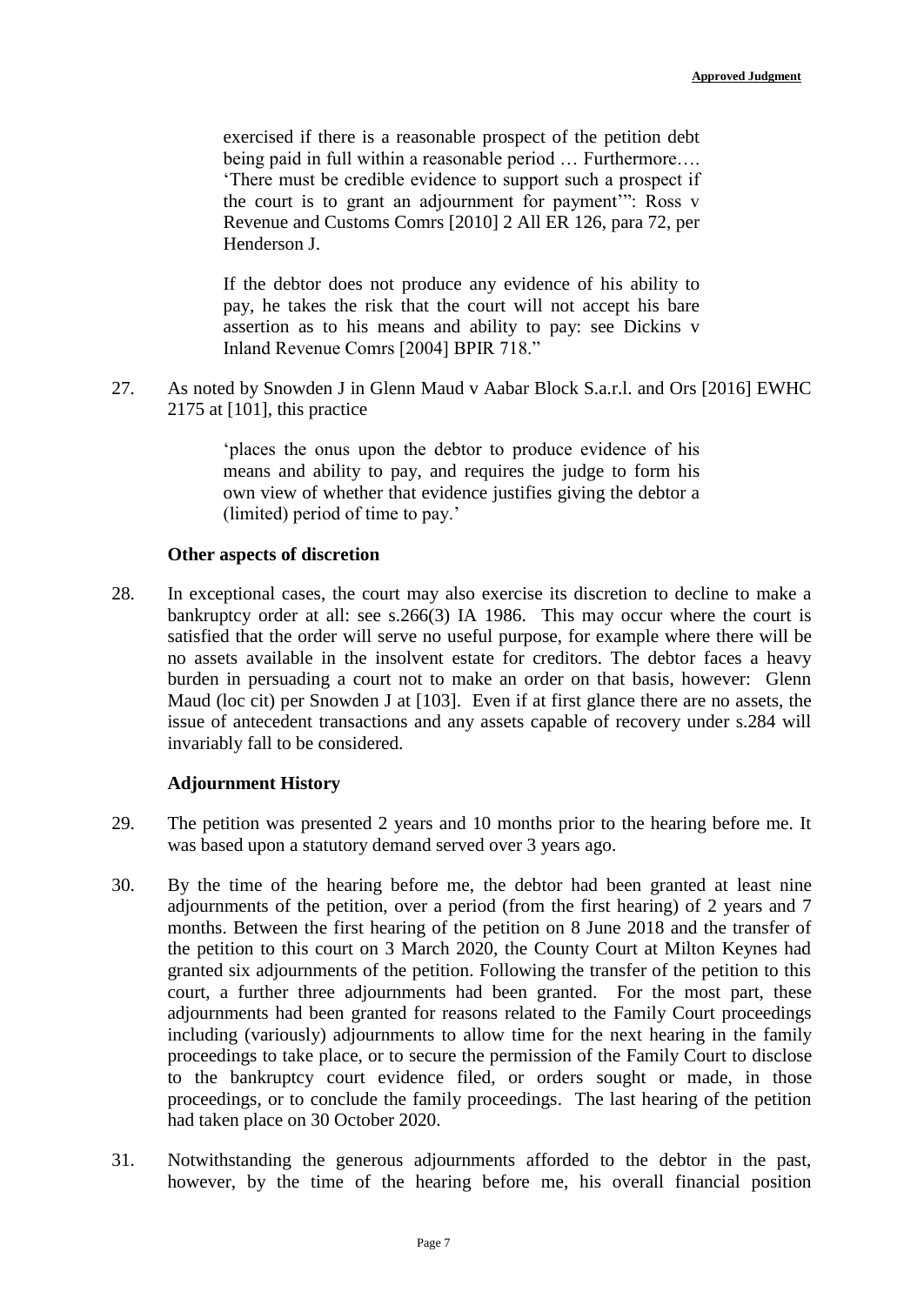> exercised if there is a reasonable prospect of the petition debt being paid in full within a reasonable period … Furthermore…. 'There must be credible evidence to support such a prospect if the court is to grant an adjournment for payment'": Ross v Revenue and Customs Comrs [2010] 2 All ER 126, para 72, per Henderson J.
>
> If the debtor does not produce any evidence of his ability to pay, he takes the risk that the court will not accept his bare assertion as to his means and ability to pay: see Dickins v Inland Revenue Comrs [2004] BPIR 718."

27. As noted by Snowden J in Glenn Maud v Aabar Block S.a.r.l. and Ors [2016] EWHC 2175 at [101], this practice

> 'places the onus upon the debtor to produce evidence of his means and ability to pay, and requires the judge to form his own view of whether that evidence justifies giving the debtor a (limited) period of time to pay.'

**Other aspects of discretion**

28. In exceptional cases, the court may also exercise its discretion to decline to make a bankruptcy order at all: see s.266(3) IA 1986. This may occur where the court is satisfied that the order will serve no useful purpose, for example where there will be no assets available in the insolvent estate for creditors. The debtor faces a heavy burden in persuading a court not to make an order on that basis, however: Glenn Maud (loc cit) per Snowden J at [103]. Even if at first glance there are no assets, the issue of antecedent transactions and any assets capable of recovery under s.284 will invariably fall to be considered.

**Adjournment History**

29. The petition was presented 2 years and 10 months prior to the hearing before me. It was based upon a statutory demand served over 3 years ago.

30. By the time of the hearing before me, the debtor had been granted at least nine adjournments of the petition, over a period (from the first hearing) of 2 years and 7 months. Between the first hearing of the petition on 8 June 2018 and the transfer of the petition to this court on 3 March 2020, the County Court at Milton Keynes had granted six adjournments of the petition. Following the transfer of the petition to this court, a further three adjournments had been granted. For the most part, these adjournments had been granted for reasons related to the Family Court proceedings including (variously) adjournments to allow time for the next hearing in the family proceedings to take place, or to secure the permission of the Family Court to disclose to the bankruptcy court evidence filed, or orders sought or made, in those proceedings, or to conclude the family proceedings. The last hearing of the petition had taken place on 30 October 2020.

31. Notwithstanding the generous adjournments afforded to the debtor in the past, however, by the time of the hearing before me, his overall financial position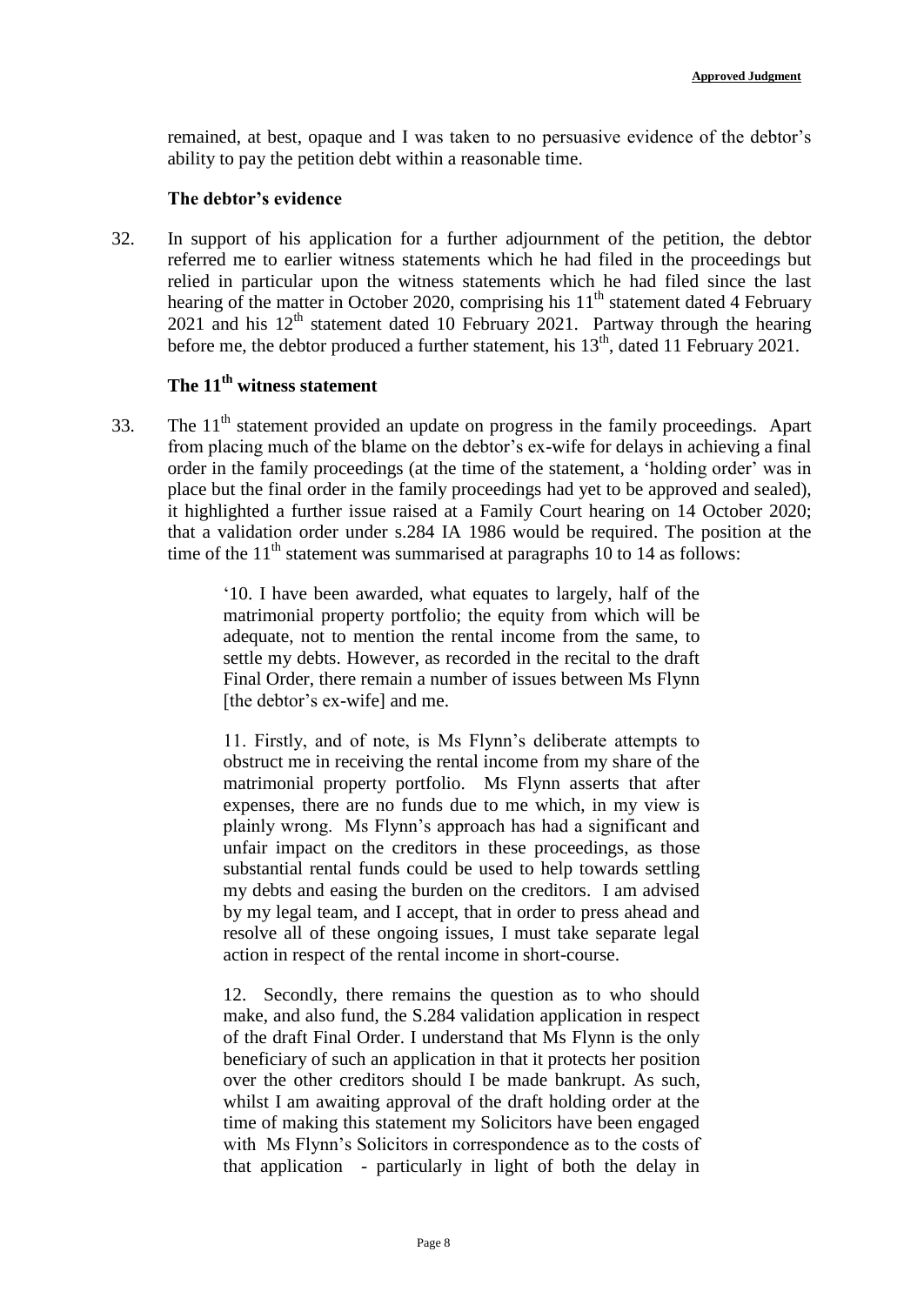remained, at best, opaque and I was taken to no persuasive evidence of the debtor's ability to pay the petition debt within a reasonable time.

**The debtor's evidence**

32. In support of his application for a further adjournment of the petition, the debtor referred me to earlier witness statements which he had filed in the proceedings but relied in particular upon the witness statements which he had filed since the last hearing of the matter in October 2020, comprising his 11th statement dated 4 February 2021 and his 12th statement dated 10 February 2021. Partway through the hearing before me, the debtor produced a further statement, his 13th, dated 11 February 2021.

**The 11th witness statement**

33. The 11th statement provided an update on progress in the family proceedings. Apart from placing much of the blame on the debtor's ex-wife for delays in achieving a final order in the family proceedings (at the time of the statement, a 'holding order' was in place but the final order in the family proceedings had yet to be approved and sealed), it highlighted a further issue raised at a Family Court hearing on 14 October 2020; that a validation order under s.284 IA 1986 would be required. The position at the time of the 11th statement was summarised at paragraphs 10 to 14 as follows:

> '10. I have been awarded, what equates to largely, half of the matrimonial property portfolio; the equity from which will be adequate, not to mention the rental income from the same, to settle my debts. However, as recorded in the recital to the draft Final Order, there remain a number of issues between Ms Flynn [the debtor's ex-wife] and me.
>
> 11. Firstly, and of note, is Ms Flynn's deliberate attempts to obstruct me in receiving the rental income from my share of the matrimonial property portfolio. Ms Flynn asserts that after expenses, there are no funds due to me which, in my view is plainly wrong. Ms Flynn's approach has had a significant and unfair impact on the creditors in these proceedings, as those substantial rental funds could be used to help towards settling my debts and easing the burden on the creditors. I am advised by my legal team, and I accept, that in order to press ahead and resolve all of these ongoing issues, I must take separate legal action in respect of the rental income in short-course.
>
> 12. Secondly, there remains the question as to who should make, and also fund, the S.284 validation application in respect of the draft Final Order. I understand that Ms Flynn is the only beneficiary of such an application in that it protects her position over the other creditors should I be made bankrupt. As such, whilst I am awaiting approval of the draft holding order at the time of making this statement my Solicitors have been engaged with Ms Flynn's Solicitors in correspondence as to the costs of that application - particularly in light of both the delay in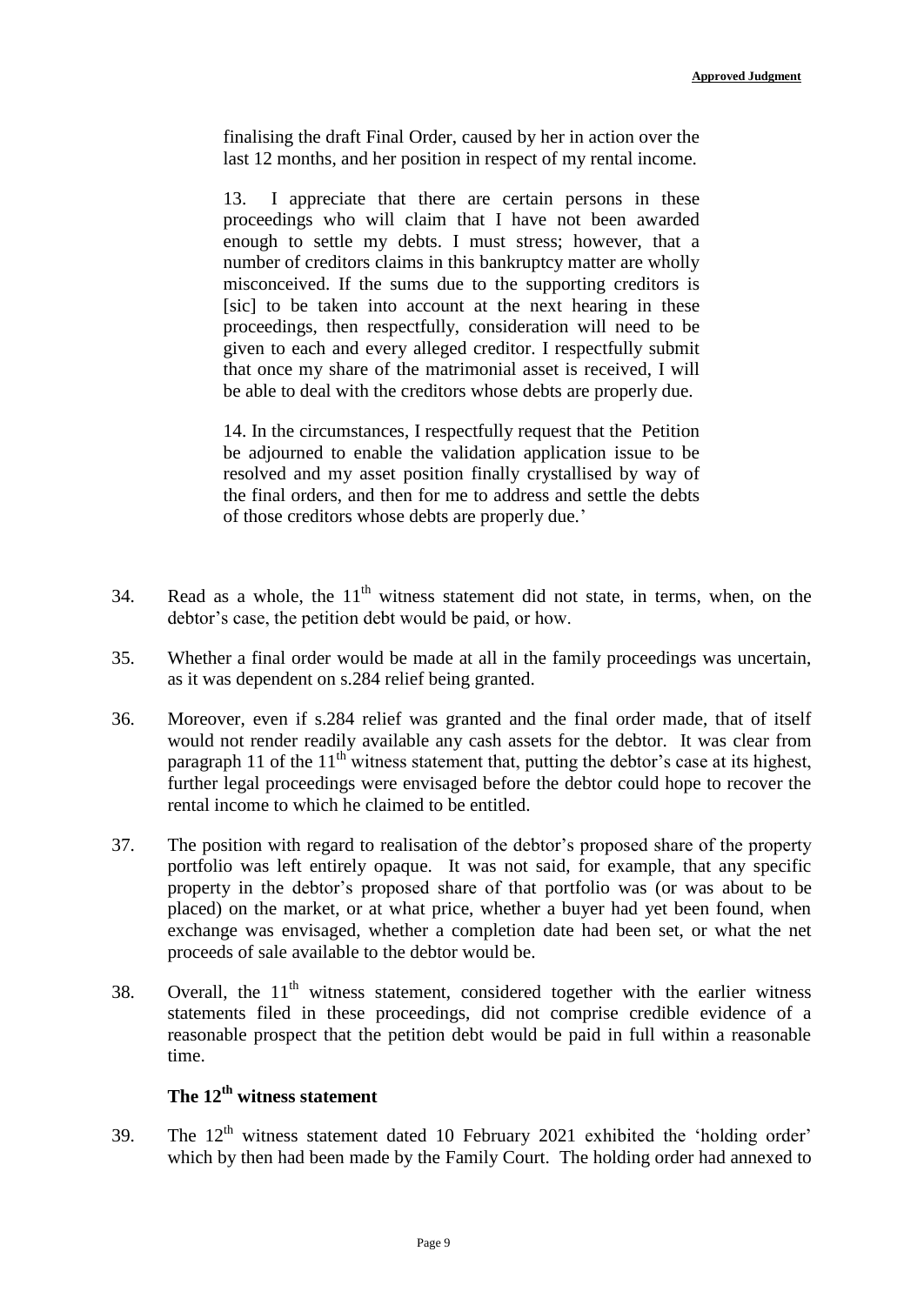> finalising the draft Final Order, caused by her in action over the last 12 months, and her position in respect of my rental income.
>
> 13. I appreciate that there are certain persons in these proceedings who will claim that I have not been awarded enough to settle my debts. I must stress; however, that a number of creditors claims in this bankruptcy matter are wholly misconceived. If the sums due to the supporting creditors is [sic] to be taken into account at the next hearing in these proceedings, then respectfully, consideration will need to be given to each and every alleged creditor. I respectfully submit that once my share of the matrimonial asset is received, I will be able to deal with the creditors whose debts are properly due.
>
> 14. In the circumstances, I respectfully request that the Petition be adjourned to enable the validation application issue to be resolved and my asset position finally crystallised by way of the final orders, and then for me to address and settle the debts of those creditors whose debts are properly due.'

34. Read as a whole, the 11th witness statement did not state, in terms, when, on the debtor's case, the petition debt would be paid, or how.

35. Whether a final order would be made at all in the family proceedings was uncertain, as it was dependent on s.284 relief being granted.

36. Moreover, even if s.284 relief was granted and the final order made, that of itself would not render readily available any cash assets for the debtor. It was clear from paragraph 11 of the 11th witness statement that, putting the debtor's case at its highest, further legal proceedings were envisaged before the debtor could hope to recover the rental income to which he claimed to be entitled.

37. The position with regard to realisation of the debtor's proposed share of the property portfolio was left entirely opaque. It was not said, for example, that any specific property in the debtor's proposed share of that portfolio was (or was about to be placed) on the market, or at what price, whether a buyer had yet been found, when exchange was envisaged, whether a completion date had been set, or what the net proceeds of sale available to the debtor would be.

38. Overall, the 11th witness statement, considered together with the earlier witness statements filed in these proceedings, did not comprise credible evidence of a reasonable prospect that the petition debt would be paid in full within a reasonable time.

### The 12th witness statement

39. The 12th witness statement dated 10 February 2021 exhibited the 'holding order' which by then had been made by the Family Court. The holding order had annexed to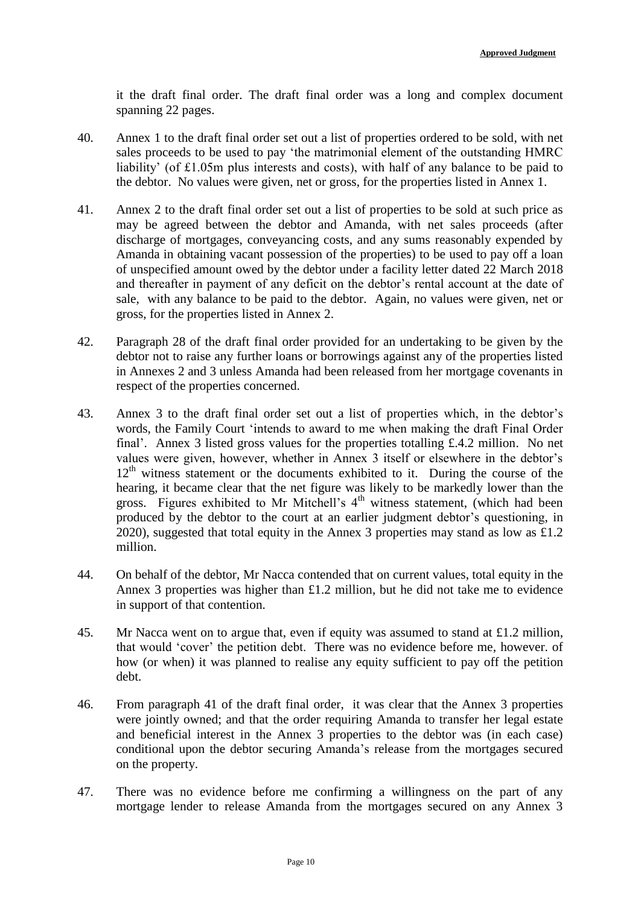it the draft final order. The draft final order was a long and complex document spanning 22 pages.

40. Annex 1 to the draft final order set out a list of properties ordered to be sold, with net sales proceeds to be used to pay 'the matrimonial element of the outstanding HMRC liability' (of £1.05m plus interests and costs), with half of any balance to be paid to the debtor. No values were given, net or gross, for the properties listed in Annex 1.

41. Annex 2 to the draft final order set out a list of properties to be sold at such price as may be agreed between the debtor and Amanda, with net sales proceeds (after discharge of mortgages, conveyancing costs, and any sums reasonably expended by Amanda in obtaining vacant possession of the properties) to be used to pay off a loan of unspecified amount owed by the debtor under a facility letter dated 22 March 2018 and thereafter in payment of any deficit on the debtor's rental account at the date of sale, with any balance to be paid to the debtor. Again, no values were given, net or gross, for the properties listed in Annex 2.

42. Paragraph 28 of the draft final order provided for an undertaking to be given by the debtor not to raise any further loans or borrowings against any of the properties listed in Annexes 2 and 3 unless Amanda had been released from her mortgage covenants in respect of the properties concerned.

43. Annex 3 to the draft final order set out a list of properties which, in the debtor's words, the Family Court 'intends to award to me when making the draft Final Order final'. Annex 3 listed gross values for the properties totalling £.4.2 million. No net values were given, however, whether in Annex 3 itself or elsewhere in the debtor's 12th witness statement or the documents exhibited to it. During the course of the hearing, it became clear that the net figure was likely to be markedly lower than the gross. Figures exhibited to Mr Mitchell's 4th witness statement, (which had been produced by the debtor to the court at an earlier judgment debtor's questioning, in 2020), suggested that total equity in the Annex 3 properties may stand as low as £1.2 million.

44. On behalf of the debtor, Mr Nacca contended that on current values, total equity in the Annex 3 properties was higher than £1.2 million, but he did not take me to evidence in support of that contention.

45. Mr Nacca went on to argue that, even if equity was assumed to stand at £1.2 million, that would 'cover' the petition debt. There was no evidence before me, however. of how (or when) it was planned to realise any equity sufficient to pay off the petition debt.

46. From paragraph 41 of the draft final order, it was clear that the Annex 3 properties were jointly owned; and that the order requiring Amanda to transfer her legal estate and beneficial interest in the Annex 3 properties to the debtor was (in each case) conditional upon the debtor securing Amanda's release from the mortgages secured on the property.

47. There was no evidence before me confirming a willingness on the part of any mortgage lender to release Amanda from the mortgages secured on any Annex 3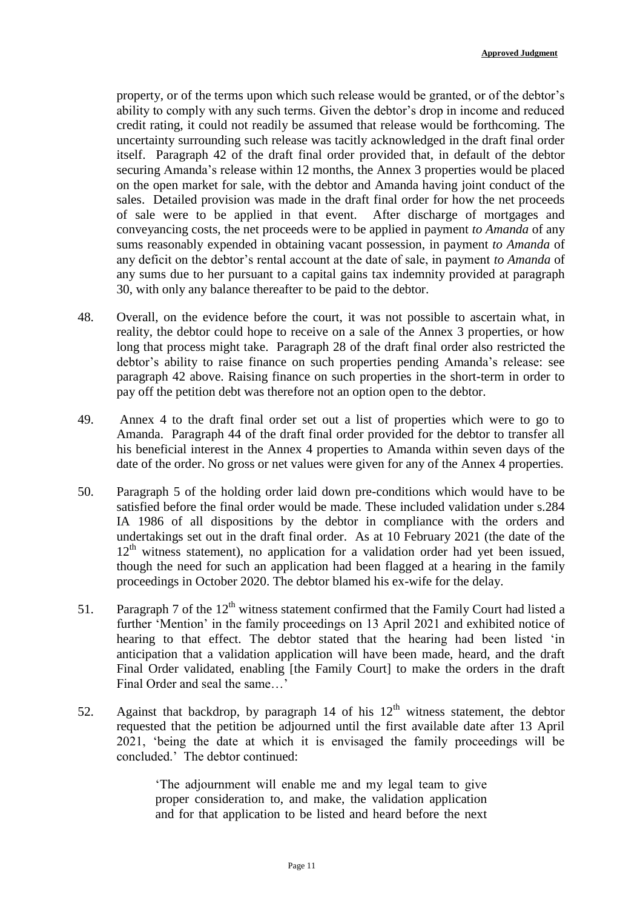property, or of the terms upon which such release would be granted, or of the debtor's ability to comply with any such terms. Given the debtor's drop in income and reduced credit rating, it could not readily be assumed that release would be forthcoming. The uncertainty surrounding such release was tacitly acknowledged in the draft final order itself. Paragraph 42 of the draft final order provided that, in default of the debtor securing Amanda's release within 12 months, the Annex 3 properties would be placed on the open market for sale, with the debtor and Amanda having joint conduct of the sales. Detailed provision was made in the draft final order for how the net proceeds of sale were to be applied in that event. After discharge of mortgages and conveyancing costs, the net proceeds were to be applied in payment *to Amanda* of any sums reasonably expended in obtaining vacant possession, in payment *to Amanda* of any deficit on the debtor's rental account at the date of sale, in payment *to Amanda* of any sums due to her pursuant to a capital gains tax indemnity provided at paragraph 30, with only any balance thereafter to be paid to the debtor.

48. Overall, on the evidence before the court, it was not possible to ascertain what, in reality, the debtor could hope to receive on a sale of the Annex 3 properties, or how long that process might take. Paragraph 28 of the draft final order also restricted the debtor's ability to raise finance on such properties pending Amanda's release: see paragraph 42 above. Raising finance on such properties in the short-term in order to pay off the petition debt was therefore not an option open to the debtor.

49. Annex 4 to the draft final order set out a list of properties which were to go to Amanda. Paragraph 44 of the draft final order provided for the debtor to transfer all his beneficial interest in the Annex 4 properties to Amanda within seven days of the date of the order. No gross or net values were given for any of the Annex 4 properties.

50. Paragraph 5 of the holding order laid down pre-conditions which would have to be satisfied before the final order would be made. These included validation under s.284 IA 1986 of all dispositions by the debtor in compliance with the orders and undertakings set out in the draft final order. As at 10 February 2021 (the date of the 12th witness statement), no application for a validation order had yet been issued, though the need for such an application had been flagged at a hearing in the family proceedings in October 2020. The debtor blamed his ex-wife for the delay.

51. Paragraph 7 of the 12th witness statement confirmed that the Family Court had listed a further 'Mention' in the family proceedings on 13 April 2021 and exhibited notice of hearing to that effect. The debtor stated that the hearing had been listed 'in anticipation that a validation application will have been made, heard, and the draft Final Order validated, enabling [the Family Court] to make the orders in the draft Final Order and seal the same…'

52. Against that backdrop, by paragraph 14 of his 12th witness statement, the debtor requested that the petition be adjourned until the first available date after 13 April 2021, 'being the date at which it is envisaged the family proceedings will be concluded.' The debtor continued:

> 'The adjournment will enable me and my legal team to give proper consideration to, and make, the validation application and for that application to be listed and heard before the next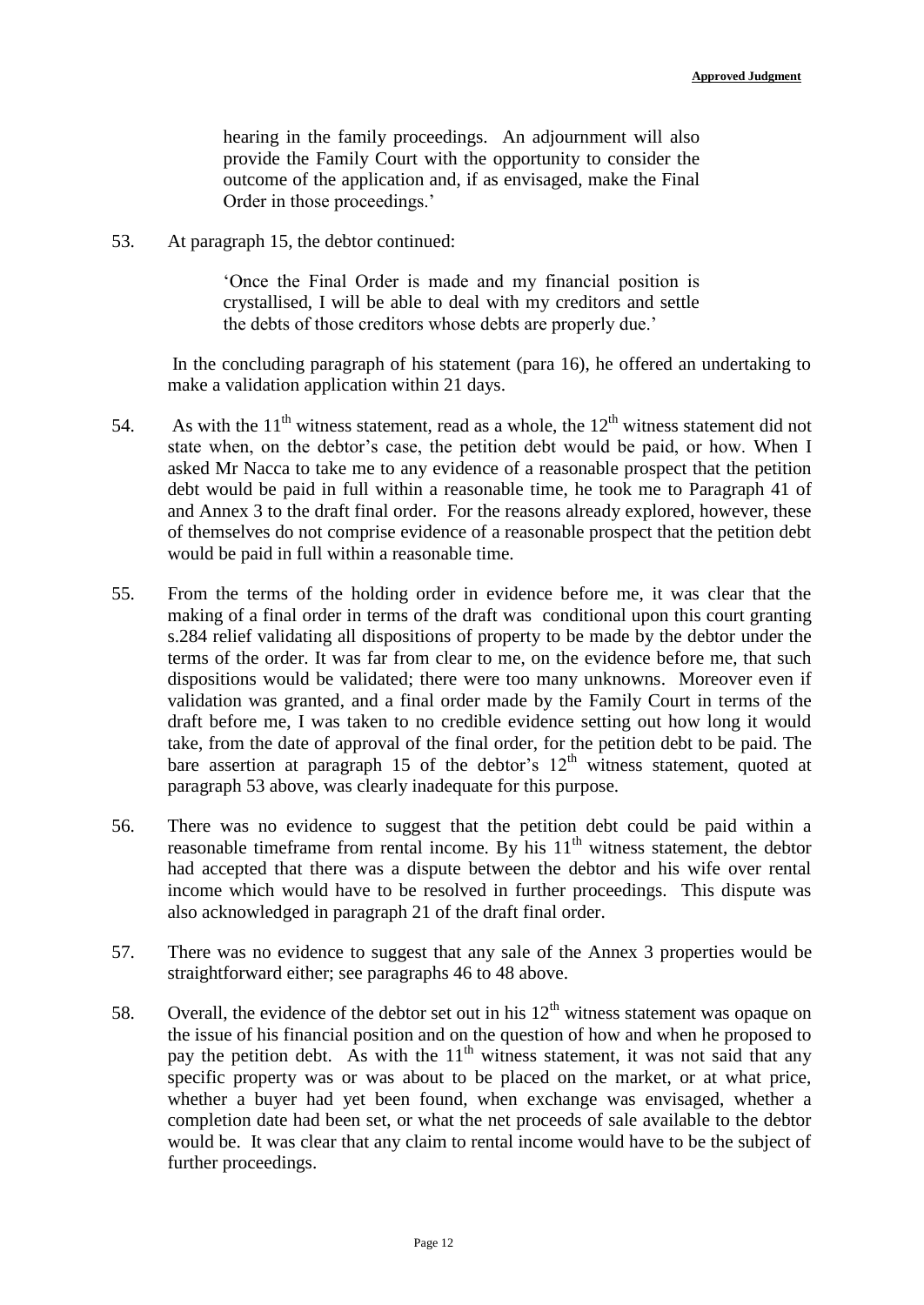hearing in the family proceedings. An adjournment will also provide the Family Court with the opportunity to consider the outcome of the application and, if as envisaged, make the Final Order in those proceedings.'

53. At paragraph 15, the debtor continued:

> 'Once the Final Order is made and my financial position is crystallised, I will be able to deal with my creditors and settle the debts of those creditors whose debts are properly due.'

In the concluding paragraph of his statement (para 16), he offered an undertaking to make a validation application within 21 days.

54. As with the 11th witness statement, read as a whole, the 12th witness statement did not state when, on the debtor's case, the petition debt would be paid, or how. When I asked Mr Nacca to take me to any evidence of a reasonable prospect that the petition debt would be paid in full within a reasonable time, he took me to Paragraph 41 of and Annex 3 to the draft final order. For the reasons already explored, however, these of themselves do not comprise evidence of a reasonable prospect that the petition debt would be paid in full within a reasonable time.

55. From the terms of the holding order in evidence before me, it was clear that the making of a final order in terms of the draft was conditional upon this court granting s.284 relief validating all dispositions of property to be made by the debtor under the terms of the order. It was far from clear to me, on the evidence before me, that such dispositions would be validated; there were too many unknowns. Moreover even if validation was granted, and a final order made by the Family Court in terms of the draft before me, I was taken to no credible evidence setting out how long it would take, from the date of approval of the final order, for the petition debt to be paid. The bare assertion at paragraph 15 of the debtor's 12th witness statement, quoted at paragraph 53 above, was clearly inadequate for this purpose.

56. There was no evidence to suggest that the petition debt could be paid within a reasonable timeframe from rental income. By his 11th witness statement, the debtor had accepted that there was a dispute between the debtor and his wife over rental income which would have to be resolved in further proceedings. This dispute was also acknowledged in paragraph 21 of the draft final order.

57. There was no evidence to suggest that any sale of the Annex 3 properties would be straightforward either; see paragraphs 46 to 48 above.

58. Overall, the evidence of the debtor set out in his 12th witness statement was opaque on the issue of his financial position and on the question of how and when he proposed to pay the petition debt. As with the 11th witness statement, it was not said that any specific property was or was about to be placed on the market, or at what price, whether a buyer had yet been found, when exchange was envisaged, whether a completion date had been set, or what the net proceeds of sale available to the debtor would be. It was clear that any claim to rental income would have to be the subject of further proceedings.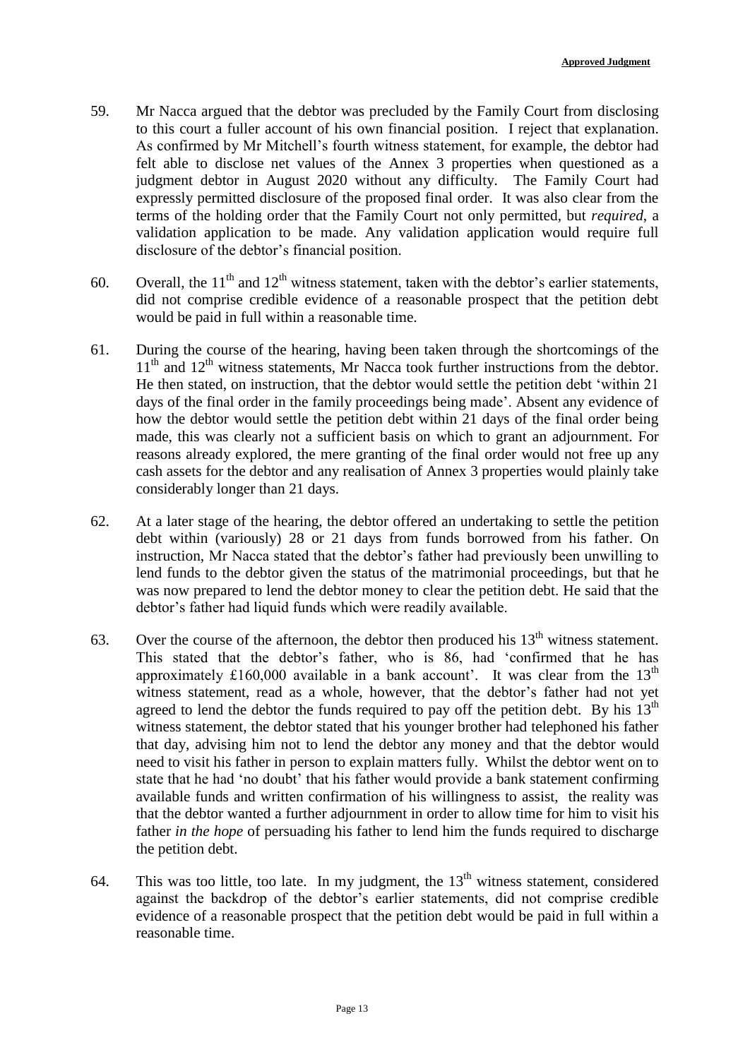59. Mr Nacca argued that the debtor was precluded by the Family Court from disclosing to this court a fuller account of his own financial position. I reject that explanation. As confirmed by Mr Mitchell's fourth witness statement, for example, the debtor had felt able to disclose net values of the Annex 3 properties when questioned as a judgment debtor in August 2020 without any difficulty. The Family Court had expressly permitted disclosure of the proposed final order. It was also clear from the terms of the holding order that the Family Court not only permitted, but *required*, a validation application to be made. Any validation application would require full disclosure of the debtor's financial position.

60. Overall, the 11th and 12th witness statement, taken with the debtor's earlier statements, did not comprise credible evidence of a reasonable prospect that the petition debt would be paid in full within a reasonable time.

61. During the course of the hearing, having been taken through the shortcomings of the 11th and 12th witness statements, Mr Nacca took further instructions from the debtor. He then stated, on instruction, that the debtor would settle the petition debt 'within 21 days of the final order in the family proceedings being made'. Absent any evidence of how the debtor would settle the petition debt within 21 days of the final order being made, this was clearly not a sufficient basis on which to grant an adjournment. For reasons already explored, the mere granting of the final order would not free up any cash assets for the debtor and any realisation of Annex 3 properties would plainly take considerably longer than 21 days.

62. At a later stage of the hearing, the debtor offered an undertaking to settle the petition debt within (variously) 28 or 21 days from funds borrowed from his father. On instruction, Mr Nacca stated that the debtor's father had previously been unwilling to lend funds to the debtor given the status of the matrimonial proceedings, but that he was now prepared to lend the debtor money to clear the petition debt. He said that the debtor's father had liquid funds which were readily available.

63. Over the course of the afternoon, the debtor then produced his 13th witness statement. This stated that the debtor's father, who is 86, had 'confirmed that he has approximately £160,000 available in a bank account'. It was clear from the 13th witness statement, read as a whole, however, that the debtor's father had not yet agreed to lend the debtor the funds required to pay off the petition debt. By his 13th witness statement, the debtor stated that his younger brother had telephoned his father that day, advising him not to lend the debtor any money and that the debtor would need to visit his father in person to explain matters fully. Whilst the debtor went on to state that he had 'no doubt' that his father would provide a bank statement confirming available funds and written confirmation of his willingness to assist, the reality was that the debtor wanted a further adjournment in order to allow time for him to visit his father *in the hope* of persuading his father to lend him the funds required to discharge the petition debt.

64. This was too little, too late. In my judgment, the 13th witness statement, considered against the backdrop of the debtor's earlier statements, did not comprise credible evidence of a reasonable prospect that the petition debt would be paid in full within a reasonable time.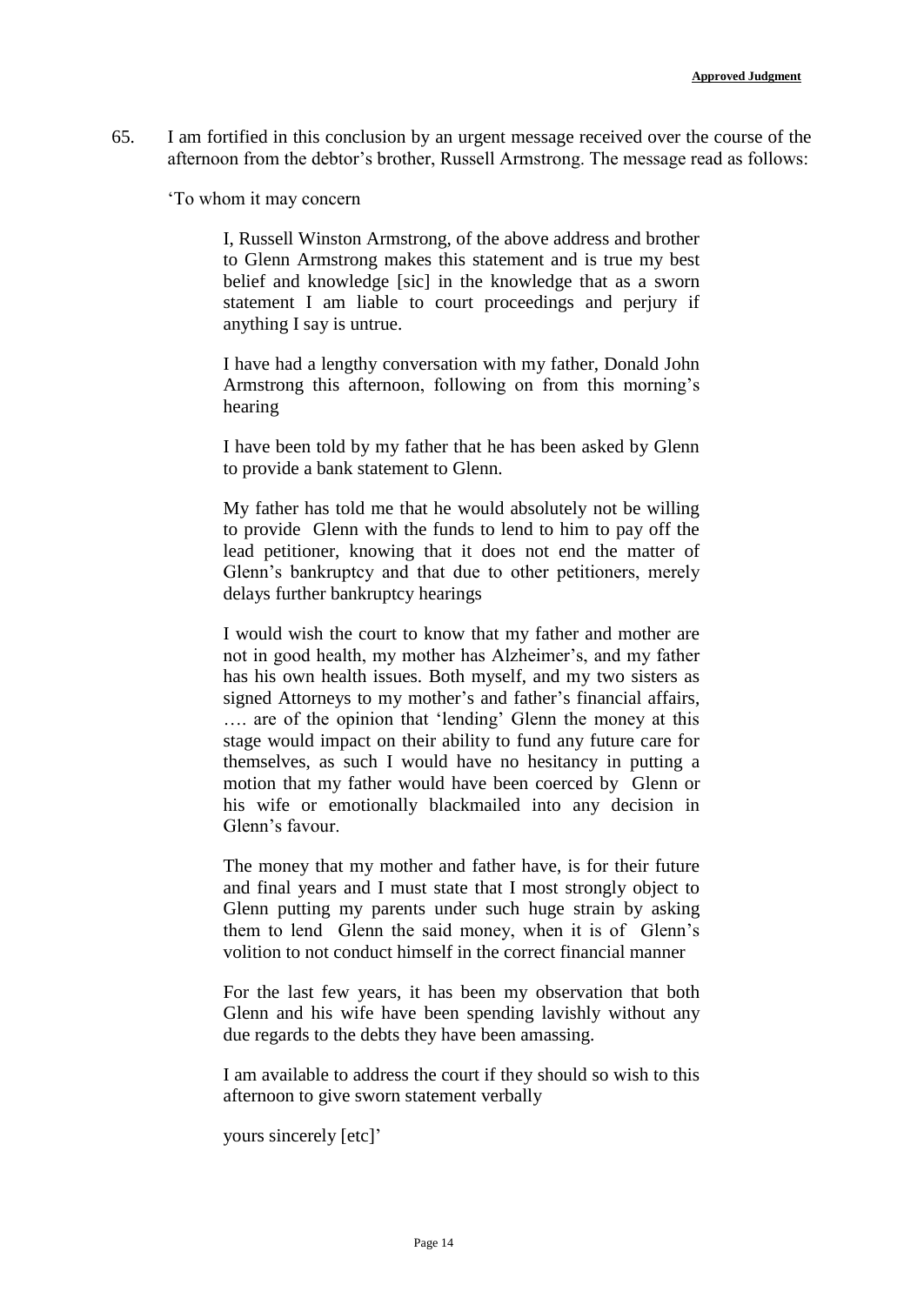65. I am fortified in this conclusion by an urgent message received over the course of the afternoon from the debtor's brother, Russell Armstrong. The message read as follows:

'To whom it may concern

> I, Russell Winston Armstrong, of the above address and brother to Glenn Armstrong makes this statement and is true my best belief and knowledge [sic] in the knowledge that as a sworn statement I am liable to court proceedings and perjury if anything I say is untrue.
>
> I have had a lengthy conversation with my father, Donald John Armstrong this afternoon, following on from this morning's hearing
>
> I have been told by my father that he has been asked by Glenn to provide a bank statement to Glenn.
>
> My father has told me that he would absolutely not be willing to provide Glenn with the funds to lend to him to pay off the lead petitioner, knowing that it does not end the matter of Glenn's bankruptcy and that due to other petitioners, merely delays further bankruptcy hearings
>
> I would wish the court to know that my father and mother are not in good health, my mother has Alzheimer's, and my father has his own health issues. Both myself, and my two sisters as signed Attorneys to my mother's and father's financial affairs, …. are of the opinion that 'lending' Glenn the money at this stage would impact on their ability to fund any future care for themselves, as such I would have no hesitancy in putting a motion that my father would have been coerced by Glenn or his wife or emotionally blackmailed into any decision in Glenn's favour.
>
> The money that my mother and father have, is for their future and final years and I must state that I most strongly object to Glenn putting my parents under such huge strain by asking them to lend Glenn the said money, when it is of Glenn's volition to not conduct himself in the correct financial manner
>
> For the last few years, it has been my observation that both Glenn and his wife have been spending lavishly without any due regards to the debts they have been amassing.
>
> I am available to address the court if they should so wish to this afternoon to give sworn statement verbally
>
> yours sincerely [etc]'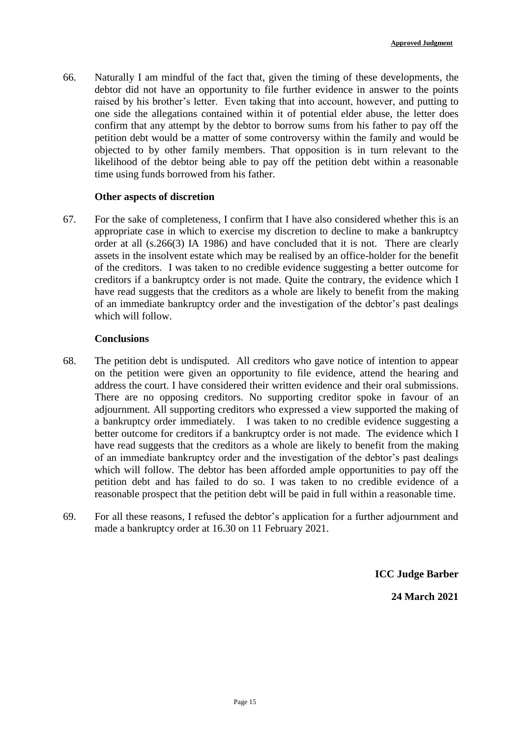66. Naturally I am mindful of the fact that, given the timing of these developments, the debtor did not have an opportunity to file further evidence in answer to the points raised by his brother's letter. Even taking that into account, however, and putting to one side the allegations contained within it of potential elder abuse, the letter does confirm that any attempt by the debtor to borrow sums from his father to pay off the petition debt would be a matter of some controversy within the family and would be objected to by other family members. That opposition is in turn relevant to the likelihood of the debtor being able to pay off the petition debt within a reasonable time using funds borrowed from his father.

### Other aspects of discretion

67. For the sake of completeness, I confirm that I have also considered whether this is an appropriate case in which to exercise my discretion to decline to make a bankruptcy order at all (s.266(3) IA 1986) and have concluded that it is not. There are clearly assets in the insolvent estate which may be realised by an office-holder for the benefit of the creditors. I was taken to no credible evidence suggesting a better outcome for creditors if a bankruptcy order is not made. Quite the contrary, the evidence which I have read suggests that the creditors as a whole are likely to benefit from the making of an immediate bankruptcy order and the investigation of the debtor's past dealings which will follow.

### Conclusions

68. The petition debt is undisputed. All creditors who gave notice of intention to appear on the petition were given an opportunity to file evidence, attend the hearing and address the court. I have considered their written evidence and their oral submissions. There are no opposing creditors. No supporting creditor spoke in favour of an adjournment. All supporting creditors who expressed a view supported the making of a bankruptcy order immediately. I was taken to no credible evidence suggesting a better outcome for creditors if a bankruptcy order is not made. The evidence which I have read suggests that the creditors as a whole are likely to benefit from the making of an immediate bankruptcy order and the investigation of the debtor's past dealings which will follow. The debtor has been afforded ample opportunities to pay off the petition debt and has failed to do so. I was taken to no credible evidence of a reasonable prospect that the petition debt will be paid in full within a reasonable time.

69. For all these reasons, I refused the debtor's application for a further adjournment and made a bankruptcy order at 16.30 on 11 February 2021.

**ICC Judge Barber**

**24 March 2021**